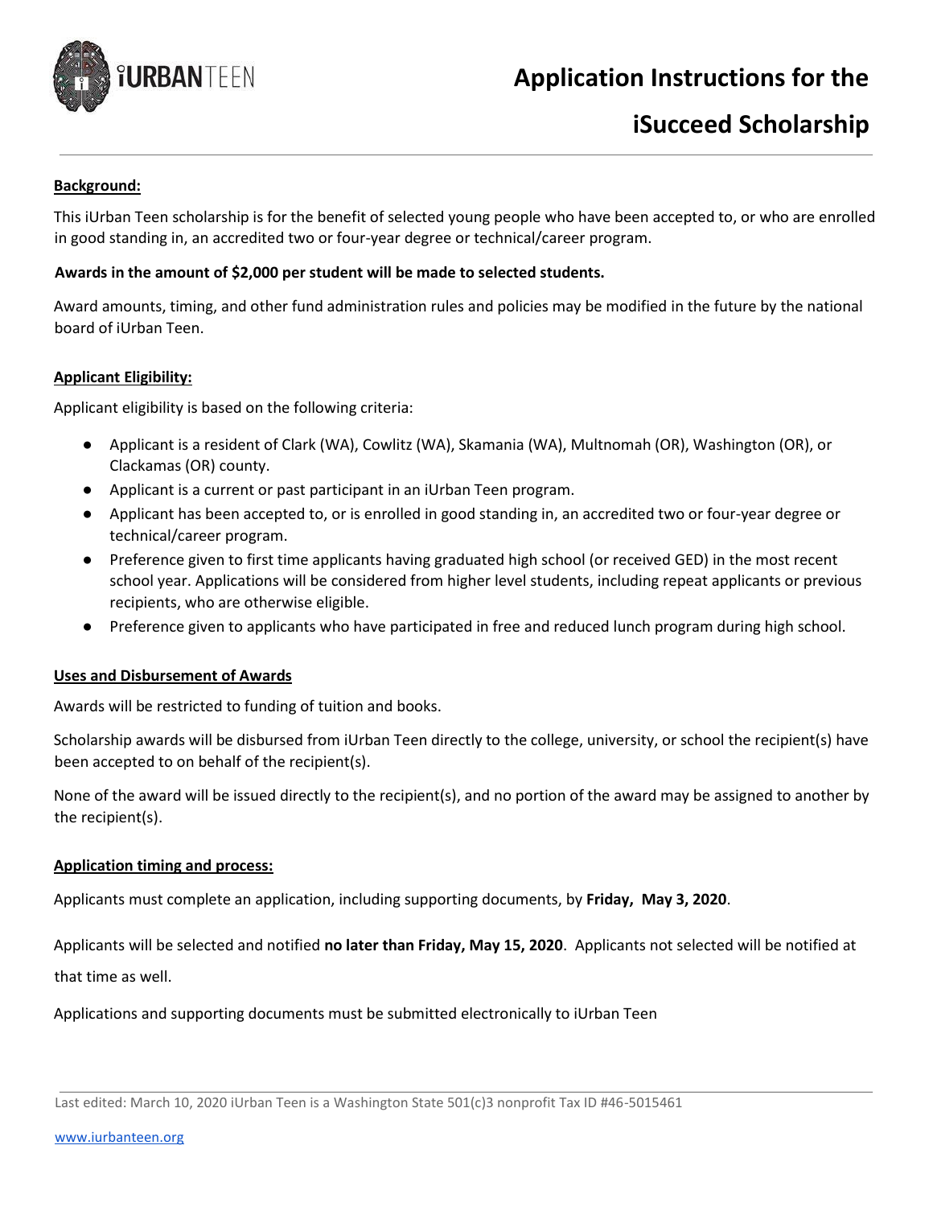# Application Instructions for the iSucceed Scholarship

## Background:

This iUrban Teen scholarship is for the benefit of selected young people who have been accepted to, or who are enrolled in good standing in, an accredited two or four-year degree or technical/career program.

**Awards in the amount of $2,000 per student will be made to selected students.**

Award amounts, timing, and other fund administration rules and policies may be modified in the future by the national board of iUrban Teen.

## Applicant Eligibility:

Applicant eligibility is based on the following criteria:

- Applicant is a resident of Clark (WA), Cowlitz (WA), Skamania (WA), Multnomah (OR), Washington (OR), or Clackamas (OR) county.
- Applicant is a current or past participant in an iUrban Teen program.
- Applicant has been accepted to, or is enrolled in good standing in, an accredited two or four-year degree or technical/career program.
- Preference given to first time applicants having graduated high school (or received GED) in the most recent school year. Applications will be considered from higher level students, including repeat applicants or previous recipients, who are otherwise eligible.
- Preference given to applicants who have participated in free and reduced lunch program during high school.

## Uses and Disbursement of Awards

Awards will be restricted to funding of tuition and books.

Scholarship awards will be disbursed from iUrban Teen directly to the college, university, or school the recipient(s) have been accepted to on behalf of the recipient(s).

None of the award will be issued directly to the recipient(s), and no portion of the award may be assigned to another by the recipient(s).

## Application timing and process:

Applicants must complete an application, including supporting documents, by **Friday, May 3, 2020**.

Applicants will be selected and notified **no later than Friday, May 15, 2020**. Applicants not selected will be notified at that time as well.

Applications and supporting documents must be submitted electronically to iUrban Teen

Last edited: March 10, 2020 iUrban Teen is a Washington State 501(c)3 nonprofit Tax ID #46-5015461

www.iurbanteen.org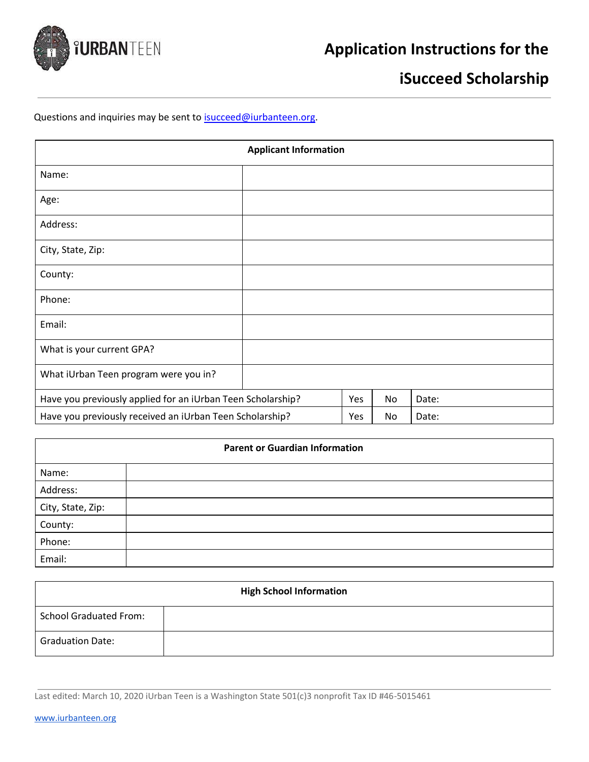# Application Instructions for the iSucceed Scholarship

Questions and inquiries may be sent to isucceed@iurbanteen.org.

| Applicant Information | | | | |
|---|---|---|---|---|
| Name: | | | | |
| Age: | | | | |
| Address: | | | | |
| City, State, Zip: | | | | |
| County: | | | | |
| Phone: | | | | |
| Email: | | | | |
| What is your current GPA? | | | | |
| What iUrban Teen program were you in? | | | | |
| Have you previously applied for an iUrban Teen Scholarship? | | Yes | No | Date: |
| Have you previously received an iUrban Teen Scholarship? | | Yes | No | Date: |

| Parent or Guardian Information | |
|---|---|
| Name: | |
| Address: | |
| City, State, Zip: | |
| County: | |
| Phone: | |
| Email: | |

| High School Information | |
|---|---|
| School Graduated From: | |
| Graduation Date: | |

Last edited: March 10, 2020 iUrban Teen is a Washington State 501(c)3 nonprofit Tax ID #46-5015461

www.iurbanteen.org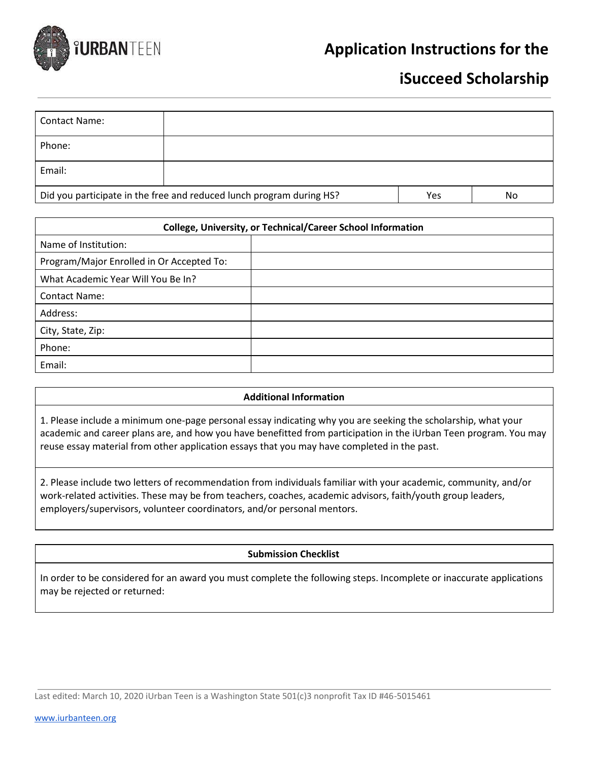# Application Instructions for the iSucceed Scholarship

| Contact Name: | | |
|---|---|---|
| Phone: | | |
| Email: | | |
| Did you participate in the free and reduced lunch program during HS? | Yes | No |

| College, University, or Technical/Career School Information | |
|---|---|
| Name of Institution: | |
| Program/Major Enrolled in Or Accepted To: | |
| What Academic Year Will You Be In? | |
| Contact Name: | |
| Address: | |
| City, State, Zip: | |
| Phone: | |
| Email: | |

## Additional Information

1. Please include a minimum one-page personal essay indicating why you are seeking the scholarship, what your academic and career plans are, and how you have benefitted from participation in the iUrban Teen program. You may reuse essay material from other application essays that you may have completed in the past.

2. Please include two letters of recommendation from individuals familiar with your academic, community, and/or work-related activities. These may be from teachers, coaches, academic advisors, faith/youth group leaders, employers/supervisors, volunteer coordinators, and/or personal mentors.

## Submission Checklist

In order to be considered for an award you must complete the following steps. Incomplete or inaccurate applications may be rejected or returned:

Last edited: March 10, 2020 iUrban Teen is a Washington State 501(c)3 nonprofit Tax ID #46-5015461

www.iurbanteen.org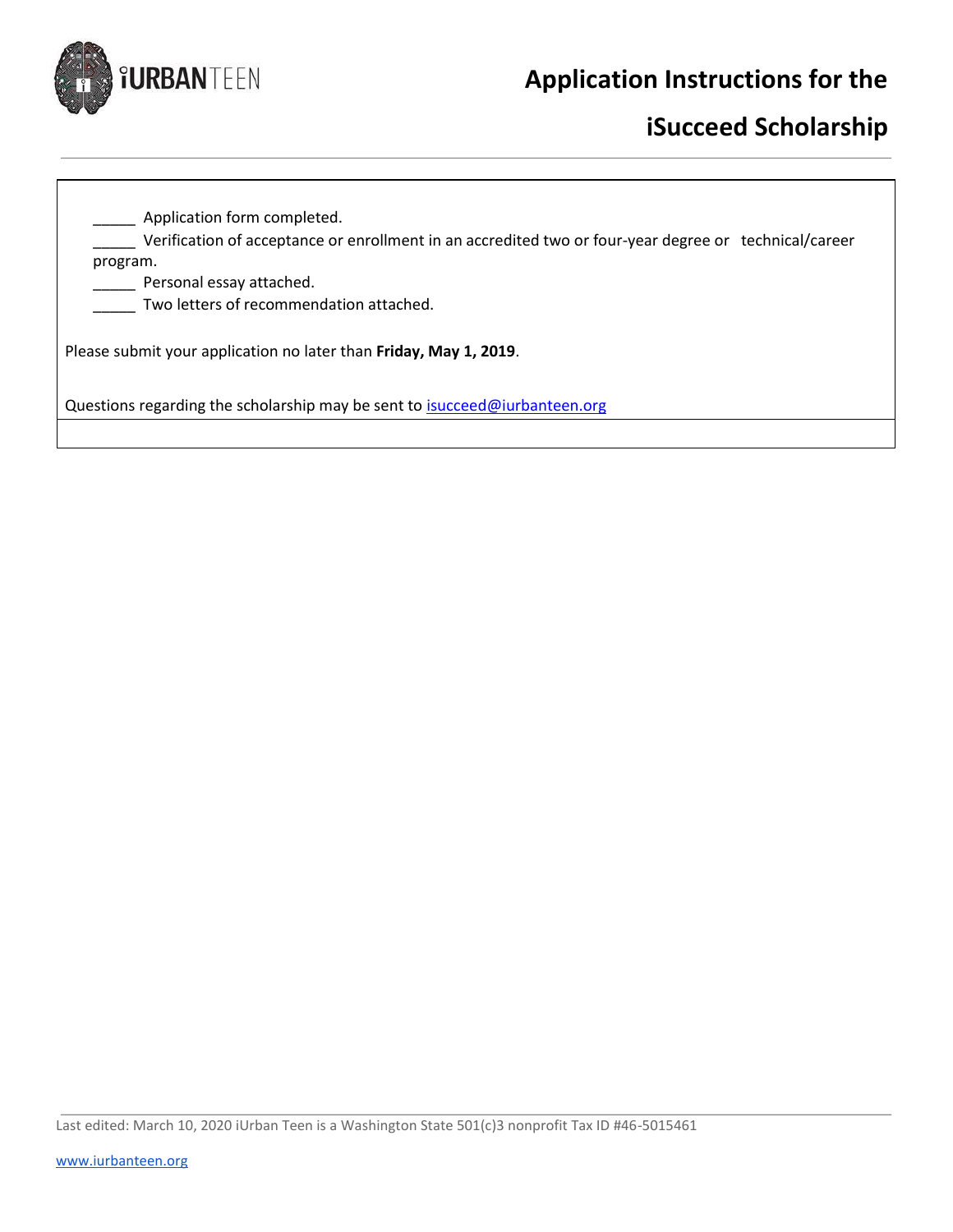# Application Instructions for the iSucceed Scholarship

_____ Application form completed.

_____ Verification of acceptance or enrollment in an accredited two or four-year degree or technical/career program.

_____ Personal essay attached.

_____ Two letters of recommendation attached.

Please submit your application no later than **Friday, May 1, 2019**.

Questions regarding the scholarship may be sent to isucceed@iurbanteen.org